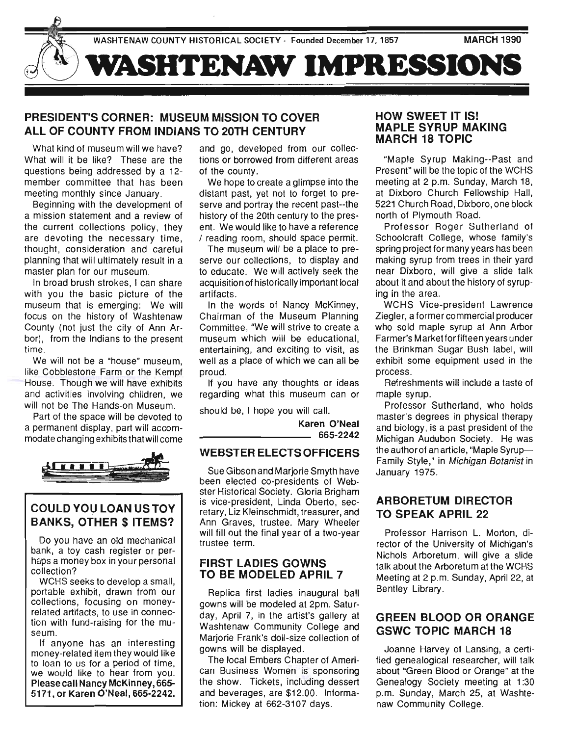WASHTENAW COUNTY HISTORICAL SOCIETY - Founded December 17, 1857

MARCH 1990

# WASHTENAW IMPRESSIONS

## PRESIDENT'S CORNER: MUSEUM MISSION TO COVER ALL OF COUNTY FROM INDIANS TO 20TH CENTURY

What kind of museum will we have? What will it be like? These are the questions being addressed by a 12-member committee that has been meeting monthly since January.

Beginning with the development of a mission statement and a review of the current collections policy, they are devoting the necessary time, thought, consideration and careful planning that will ultimately result in a master plan for our museum.

In broad brush strokes, I can share with you the basic picture of the museum that is emerging: We will focus on the history of Washtenaw County (not just the city of Ann Arbor), from the Indians to the present time.

We will not be a "house" museum, like Cobblestone Farm or the Kempf House. Though we will have exhibits and activities involving children, we will not be The Hands-on Museum.

Part of the space will be devoted to a permanent display, part will accommodate changing exhibits that will come and go, developed from our collections or borrowed from different areas of the county.

We hope to create a glimpse into the distant past, yet not to forget to preserve and portray the recent past--the history of the 20th century to the present. We would like to have a reference / reading room, should space permit.

The museum will be a place to preserve our collections, to display and to educate. We will actively seek the acquisition of historically important local artifacts.

In the words of Nancy McKinney, Chairman of the Museum Planning Committee, "We will strive to create a museum which will be educational, entertaining, and exciting to visit, as well as a place of which we can all be proud.

If you have any thoughts or ideas regarding what this museum can or should be, I hope you will call.

**Karen O'Neal**
**665-2242**

## COULD YOU LOAN US TOY BANKS, OTHER $ ITEMS?

Do you have an old mechanical bank, a toy cash register or perhaps a money box in your personal collection?

WCHS seeks to develop a small, portable exhibit, drawn from our collections, focusing on money-related artifacts, to use in connection with fund-raising for the museum.

If anyone has an interesting money-related item they would like to loan to us for a period of time, we would like to hear from you. **Please call Nancy McKinney, 665-5171, or Karen O'Neal, 665-2242.**

## WEBSTER ELECTS OFFICERS

Sue Gibson and Marjorie Smyth have been elected co-presidents of Webster Historical Society. Gloria Brigham is vice-president, Linda Oberto, secretary, Liz Kleinschmidt, treasurer, and Ann Graves, trustee. Mary Wheeler will fill out the final year of a two-year trustee term.

## FIRST LADIES GOWNS TO BE MODELED APRIL 7

Replica first ladies inaugural ball gowns will be modeled at 2pm. Saturday, April 7, in the artist's gallery at Washtenaw Community College and Marjorie Frank's doll-size collection of gowns will be displayed.

The local Embers Chapter of American Business Women is sponsoring the show. Tickets, including dessert and beverages, are $12.00. Information: Mickey at 662-3107 days.

## HOW SWEET IT IS! MAPLE SYRUP MAKING MARCH 18 TOPIC

"Maple Syrup Making--Past and Present" will be the topic of the WCHS meeting at 2 p.m. Sunday, March 18, at Dixboro Church Fellowship Hall, 5221 Church Road, Dixboro, one block north of Plymouth Road.

Professor Roger Sutherland of Schoolcraft College, whose family's spring project for many years has been making syrup from trees in their yard near Dixboro, will give a slide talk about it and about the history of syruping in the area.

WCHS Vice-president Lawrence Ziegler, a former commercial producer who sold maple syrup at Ann Arbor Farmer's Market for fifteen years under the Brinkman Sugar Bush label, will exhibit some equipment used in the process.

Refreshments will include a taste of maple syrup.

Professor Sutherland, who holds master's degrees in physical therapy and biology, is a past president of the Michigan Audubon Society. He was the author of an article, "Maple Syrup—Family Style," in *Michigan Botanist* in January 1975.

## ARBORETUM DIRECTOR TO SPEAK APRIL 22

Professor Harrison L. Morton, director of the University of Michigan's Nichols Arboretum, will give a slide talk about the Arboretum at the WCHS Meeting at 2 p.m. Sunday, April 22, at Bentley Library.

## GREEN BLOOD OR ORANGE GSWC TOPIC MARCH 18

Joanne Harvey of Lansing, a certified genealogical researcher, will talk about "Green Blood or Orange" at the Genealogy Society meeting at 1:30 p.m. Sunday, March 25, at Washtenaw Community College.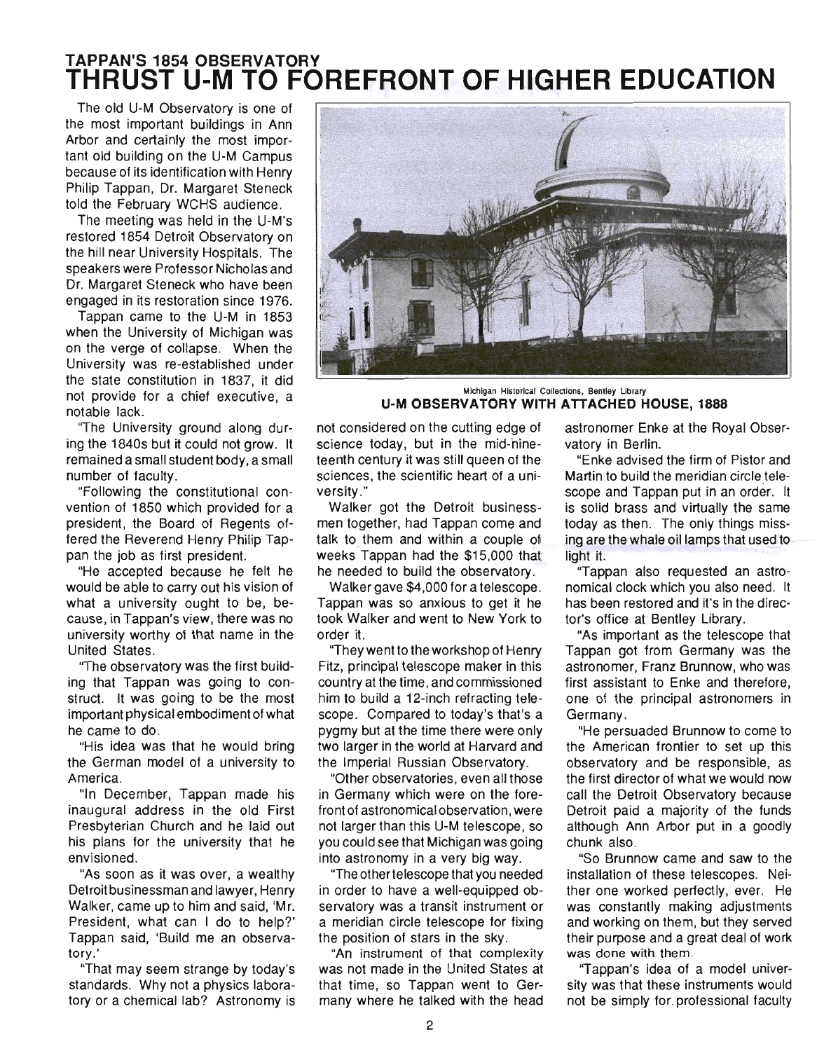## TAPPAN'S 1854 OBSERVATORY
# THRUST U-M TO FOREFRONT OF HIGHER EDUCATION

The old U-M Observatory is one of the most important buildings in Ann Arbor and certainly the most important old building on the U-M Campus because of its identification with Henry Philip Tappan, Dr. Margaret Steneck told the February WCHS audience.

The meeting was held in the U-M's restored 1854 Detroit Observatory on the hill near University Hospitals. The speakers were Professor Nicholas and Dr. Margaret Steneck who have been engaged in its restoration since 1976.

Tappan came to the U-M in 1853 when the University of Michigan was on the verge of collapse. When the University was re-established under the state constitution in 1837, it did not provide for a chief executive, a notable lack.

"The University ground along during the 1840s but it could not grow. It remained a small student body, a small number of faculty.

"Following the constitutional convention of 1850 which provided for a president, the Board of Regents offered the Reverend Henry Philip Tappan the job as first president.

"He accepted because he felt he would be able to carry out his vision of what a university ought to be, because, in Tappan's view, there was no university worthy of that name in the United States.

"The observatory was the first building that Tappan was going to construct. It was going to be the most important physical embodiment of what he came to do.

"His idea was that he would bring the German model of a university to America.

"In December, Tappan made his inaugural address in the old First Presbyterian Church and he laid out his plans for the university that he envisioned.

"As soon as it was over, a wealthy Detroit businessman and lawyer, Henry Walker, came up to him and said, 'Mr. President, what can I do to help?' Tappan said, 'Build me an observatory.'

"That may seem strange by today's standards. Why not a physics laboratory or a chemical lab? Astronomy is not considered on the cutting edge of science today, but in the mid-nineteenth century it was still queen of the sciences, the scientific heart of a university."

Michigan Historical Collections, Bentley Library
**U-M OBSERVATORY WITH ATTACHED HOUSE, 1888**

Walker got the Detroit businessmen together, had Tappan come and talk to them and within a couple of weeks Tappan had the $15,000 that he needed to build the observatory.

Walker gave $4,000 for a telescope. Tappan was so anxious to get it he took Walker and went to New York to order it.

"They went to the workshop of Henry Fitz, principal telescope maker in this country at the time, and commissioned him to build a 12-inch refracting telescope. Compared to today's that's a pygmy but at the time there were only two larger in the world at Harvard and the Imperial Russian Observatory.

"Other observatories, even all those in Germany which were on the forefront of astronomical observation, were not larger than this U-M telescope, so you could see that Michigan was going into astronomy in a very big way.

"The other telescope that you needed in order to have a well-equipped observatory was a transit instrument or a meridian circle telescope for fixing the position of stars in the sky.

"An instrument of that complexity was not made in the United States at that time, so Tappan went to Germany where he talked with the head astronomer Enke at the Royal Observatory in Berlin.

"Enke advised the firm of Pistor and Martin to build the meridian circle telescope and Tappan put in an order. It is solid brass and virtually the same today as then. The only things missing are the whale oil lamps that used to light it.

"Tappan also requested an astronomical clock which you also need. It has been restored and it's in the director's office at Bentley Library.

"As important as the telescope that Tappan got from Germany was the astronomer, Franz Brunnow, who was first assistant to Enke and therefore, one of the principal astronomers in Germany.

"He persuaded Brunnow to come to the American frontier to set up this observatory and be responsible, as the first director of what we would now call the Detroit Observatory because Detroit paid a majority of the funds although Ann Arbor put in a goodly chunk also.

"So Brunnow came and saw to the installation of these telescopes. Neither one worked perfectly, ever. He was constantly making adjustments and working on them, but they served their purpose and a great deal of work was done with them.

"Tappan's idea of a model university was that these instruments would not be simply for professional faculty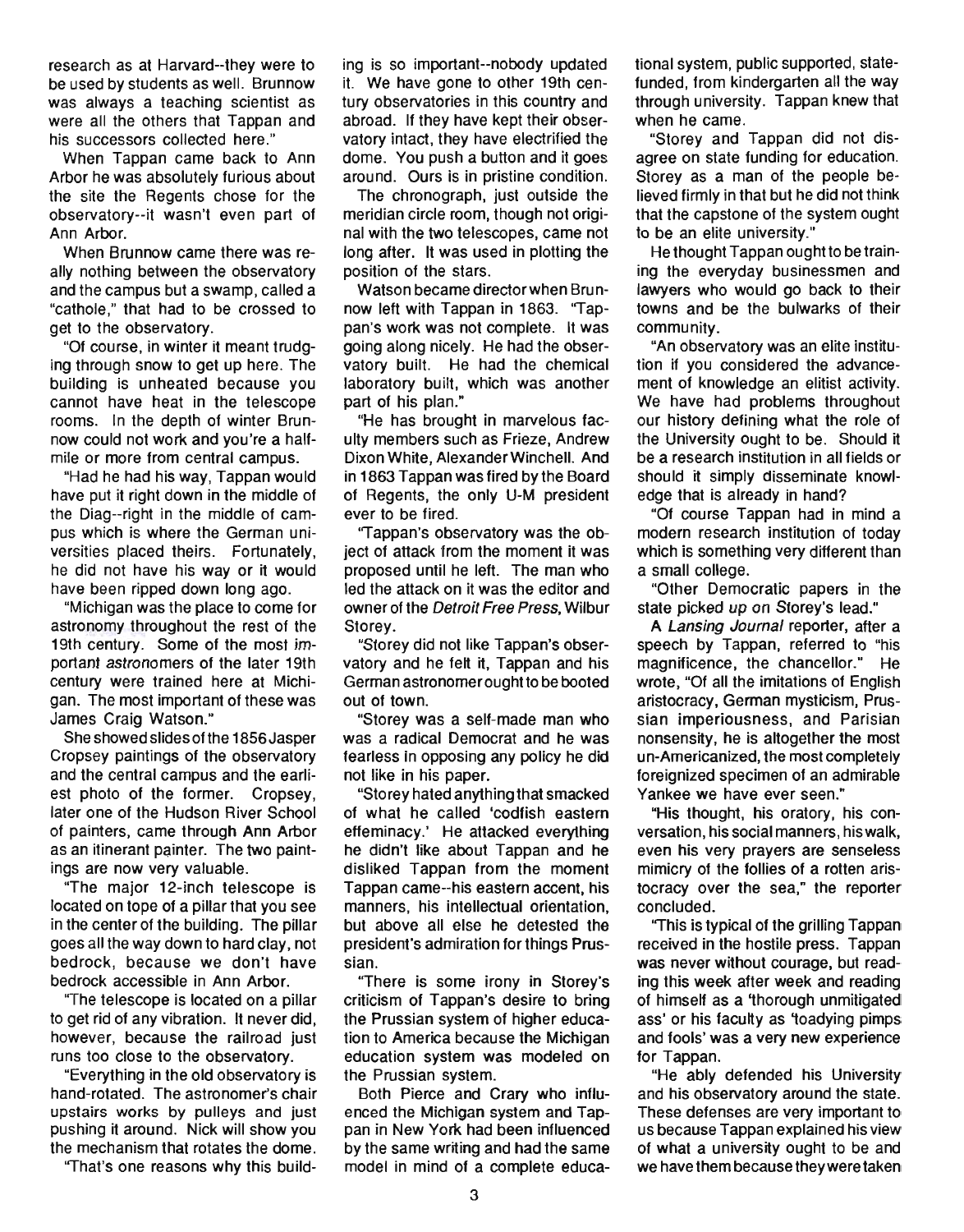research as at Harvard--they were to be used by students as well. Brunnow was always a teaching scientist as were all the others that Tappan and his successors collected here."

When Tappan came back to Ann Arbor he was absolutely furious about the site the Regents chose for the observatory--it wasn't even part of Ann Arbor.

When Brunnow came there was really nothing between the observatory and the campus but a swamp, called a "cathole," that had to be crossed to get to the observatory.

"Of course, in winter it meant trudging through snow to get up here. The building is unheated because you cannot have heat in the telescope rooms. In the depth of winter Brunnow could not work and you're a half-mile or more from central campus.

"Had he had his way, Tappan would have put it right down in the middle of the Diag--right in the middle of campus which is where the German universities placed theirs. Fortunately, he did not have his way or it would have been ripped down long ago.

"Michigan was the place to come for astronomy throughout the rest of the 19th century. Some of the most important astronomers of the later 19th century were trained here at Michigan. The most important of these was James Craig Watson."

She showed slides of the 1856 Jasper Cropsey paintings of the observatory and the central campus and the earliest photo of the former. Cropsey, later one of the Hudson River School of painters, came through Ann Arbor as an itinerant painter. The two paintings are now very valuable.

"The major 12-inch telescope is located on tope of a pillar that you see in the center of the building. The pillar goes all the way down to hard clay, not bedrock, because we don't have bedrock accessible in Ann Arbor.

"The telescope is located on a pillar to get rid of any vibration. It never did, however, because the railroad just runs too close to the observatory.

"Everything in the old observatory is hand-rotated. The astronomer's chair upstairs works by pulleys and just pushing it around. Nick will show you the mechanism that rotates the dome.

"That's one reasons why this building is so important--nobody updated it. We have gone to other 19th century observatories in this country and abroad. If they have kept their observatory intact, they have electrified the dome. You push a button and it goes around. Ours is in pristine condition.

The chronograph, just outside the meridian circle room, though not original with the two telescopes, came not long after. It was used in plotting the position of the stars.

Watson became director when Brunnow left with Tappan in 1863. "Tappan's work was not complete. It was going along nicely. He had the observatory built. He had the chemical laboratory built, which was another part of his plan."

"He has brought in marvelous faculty members such as Frieze, Andrew Dixon White, Alexander Winchell. And in 1863 Tappan was fired by the Board of Regents, the only U-M president ever to be fired.

"Tappan's observatory was the object of attack from the moment it was proposed until he left. The man who led the attack on it was the editor and owner of the *Detroit Free Press*, Wilbur Storey.

"Storey did not like Tappan's observatory and he felt it, Tappan and his German astronomer ought to be booted out of town.

"Storey was a self-made man who was a radical Democrat and he was fearless in opposing any policy he did not like in his paper.

"Storey hated anything that smacked of what he called 'codfish eastern effeminacy.' He attacked everything he didn't like about Tappan and he disliked Tappan from the moment Tappan came--his eastern accent, his manners, his intellectual orientation, but above all else he detested the president's admiration for things Prussian.

"There is some irony in Storey's criticism of Tappan's desire to bring the Prussian system of higher education to America because the Michigan education system was modeled on the Prussian system.

Both Pierce and Crary who influenced the Michigan system and Tappan in New York had been influenced by the same writing and had the same model in mind of a complete educational system, public supported, state-funded, from kindergarten all the way through university. Tappan knew that when he came.

"Storey and Tappan did not disagree on state funding for education. Storey as a man of the people believed firmly in that but he did not think that the capstone of the system ought to be an elite university."

He thought Tappan ought to be training the everyday businessmen and lawyers who would go back to their towns and be the bulwarks of their community.

"An observatory was an elite institution if you considered the advancement of knowledge an elitist activity. We have had problems throughout our history defining what the role of the University ought to be. Should it be a research institution in all fields or should it simply disseminate knowledge that is already in hand?

"Of course Tappan had in mind a modern research institution of today which is something very different than a small college.

"Other Democratic papers in the state picked up on Storey's lead."

A *Lansing Journal* reporter, after a speech by Tappan, referred to "his magnificence, the chancellor." He wrote, "Of all the imitations of English aristocracy, German mysticism, Prussian imperiousness, and Parisian nonsensity, he is altogether the most un-Americanized, the most completely foreignized specimen of an admirable Yankee we have ever seen."

"His thought, his oratory, his conversation, his social manners, his walk, even his very prayers are senseless mimicry of the follies of a rotten aristocracy over the sea," the reporter concluded.

"This is typical of the grilling Tappan received in the hostile press. Tappan was never without courage, but reading this week after week and reading of himself as a 'thorough unmitigated ass' or his faculty as 'toadying pimps and fools' was a very new experience for Tappan.

"He ably defended his University and his observatory around the state. These defenses are very important to us because Tappan explained his view of what a university ought to be and we have them because they were taken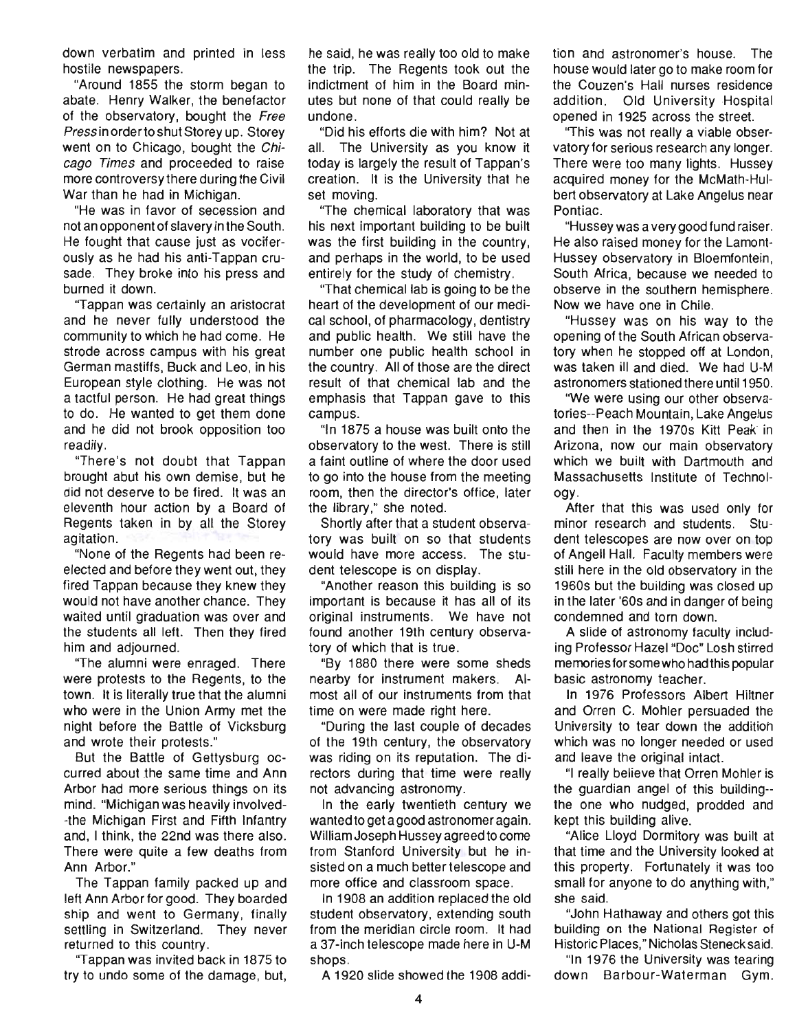down verbatim and printed in less hostile newspapers.

"Around 1855 the storm began to abate. Henry Walker, the benefactor of the observatory, bought the *Free Press* in order to shut Storey up. Storey went on to Chicago, bought the *Chicago Times* and proceeded to raise more controversy there during the Civil War than he had in Michigan.

"He was in favor of secession and not an opponent of slavery in the South. He fought that cause just as vociferously as he had his anti-Tappan crusade. They broke into his press and burned it down.

"Tappan was certainly an aristocrat and he never fully understood the community to which he had come. He strode across campus with his great German mastiffs, Buck and Leo, in his European style clothing. He was not a tactful person. He had great things to do. He wanted to get them done and he did not brook opposition too readily.

"There's not doubt that Tappan brought abut his own demise, but he did not deserve to be fired. It was an eleventh hour action by a Board of Regents taken in by all the Storey agitation.

"None of the Regents had been re-elected and before they went out, they fired Tappan because they knew they would not have another chance. They waited until graduation was over and the students all left. Then they fired him and adjourned.

"The alumni were enraged. There were protests to the Regents, to the town. It is literally true that the alumni who were in the Union Army met the night before the Battle of Vicksburg and wrote their protests."

But the Battle of Gettysburg occurred about the same time and Ann Arbor had more serious things on its mind. "Michigan was heavily involved--the Michigan First and Fifth Infantry and, I think, the 22nd was there also. There were quite a few deaths from Ann Arbor."

The Tappan family packed up and left Ann Arbor for good. They boarded ship and went to Germany, finally settling in Switzerland. They never returned to this country.

"Tappan was invited back in 1875 to try to undo some of the damage, but, he said, he was really too old to make the trip. The Regents took out the indictment of him in the Board minutes but none of that could really be undone.

"Did his efforts die with him? Not at all. The University as you know it today is largely the result of Tappan's creation. It is the University that he set moving.

"The chemical laboratory that was his next important building to be built was the first building in the country, and perhaps in the world, to be used entirely for the study of chemistry.

"That chemical lab is going to be the heart of the development of our medical school, of pharmacology, dentistry and public health. We still have the number one public health school in the country. All of those are the direct result of that chemical lab and the emphasis that Tappan gave to this campus.

"In 1875 a house was built onto the observatory to the west. There is still a faint outline of where the door used to go into the house from the meeting room, then the director's office, later the library," she noted.

Shortly after that a student observatory was built on so that students would have more access. The student telescope is on display.

"Another reason this building is so important is because it has all of its original instruments. We have not found another 19th century observatory of which that is true.

"By 1880 there were some sheds nearby for instrument makers. Almost all of our instruments from that time on were made right here.

"During the last couple of decades of the 19th century, the observatory was riding on its reputation. The directors during that time were really not advancing astronomy.

In the early twentieth century we wanted to get a good astronomer again. William Joseph Hussey agreed to come from Stanford University but he insisted on a much better telescope and more office and classroom space.

In 1908 an addition replaced the old student observatory, extending south from the meridian circle room. It had a 37-inch telescope made here in U-M shops.

A 1920 slide showed the 1908 addition and astronomer's house. The house would later go to make room for the Couzen's Hall nurses residence addition. Old University Hospital opened in 1925 across the street.

"This was not really a viable observatory for serious research any longer. There were too many lights. Hussey acquired money for the McMath-Hulbert observatory at Lake Angelus near Pontiac.

"Hussey was a very good fund raiser. He also raised money for the Lamont-Hussey observatory in Bloemfontein, South Africa, because we needed to observe in the southern hemisphere. Now we have one in Chile.

"Hussey was on his way to the opening of the South African observatory when he stopped off at London, was taken ill and died. We had U-M astronomers stationed there until 1950.

"We were using our other observatories--Peach Mountain, Lake Angelus and then in the 1970s Kitt Peak in Arizona, now our main observatory which we built with Dartmouth and Massachusetts Institute of Technology.

After that this was used only for minor research and students. Student telescopes are now over on top of Angell Hall. Faculty members were still here in the old observatory in the 1960s but the building was closed up in the later '60s and in danger of being condemned and torn down.

A slide of astronomy faculty including Professor Hazel "Doc" Losh stirred memories for some who had this popular basic astronomy teacher.

In 1976 Professors Albert Hiltner and Orren C. Mohler persuaded the University to tear down the addition which was no longer needed or used and leave the original intact.

"I really believe that Orren Mohler is the guardian angel of this building--the one who nudged, prodded and kept this building alive.

"Alice Lloyd Dormitory was built at that time and the University looked at this property. Fortunately it was too small for anyone to do anything with," she said.

"John Hathaway and others got this building on the National Register of Historic Places," Nicholas Steneck said.

"In 1976 the University was tearing down Barbour-Waterman Gym.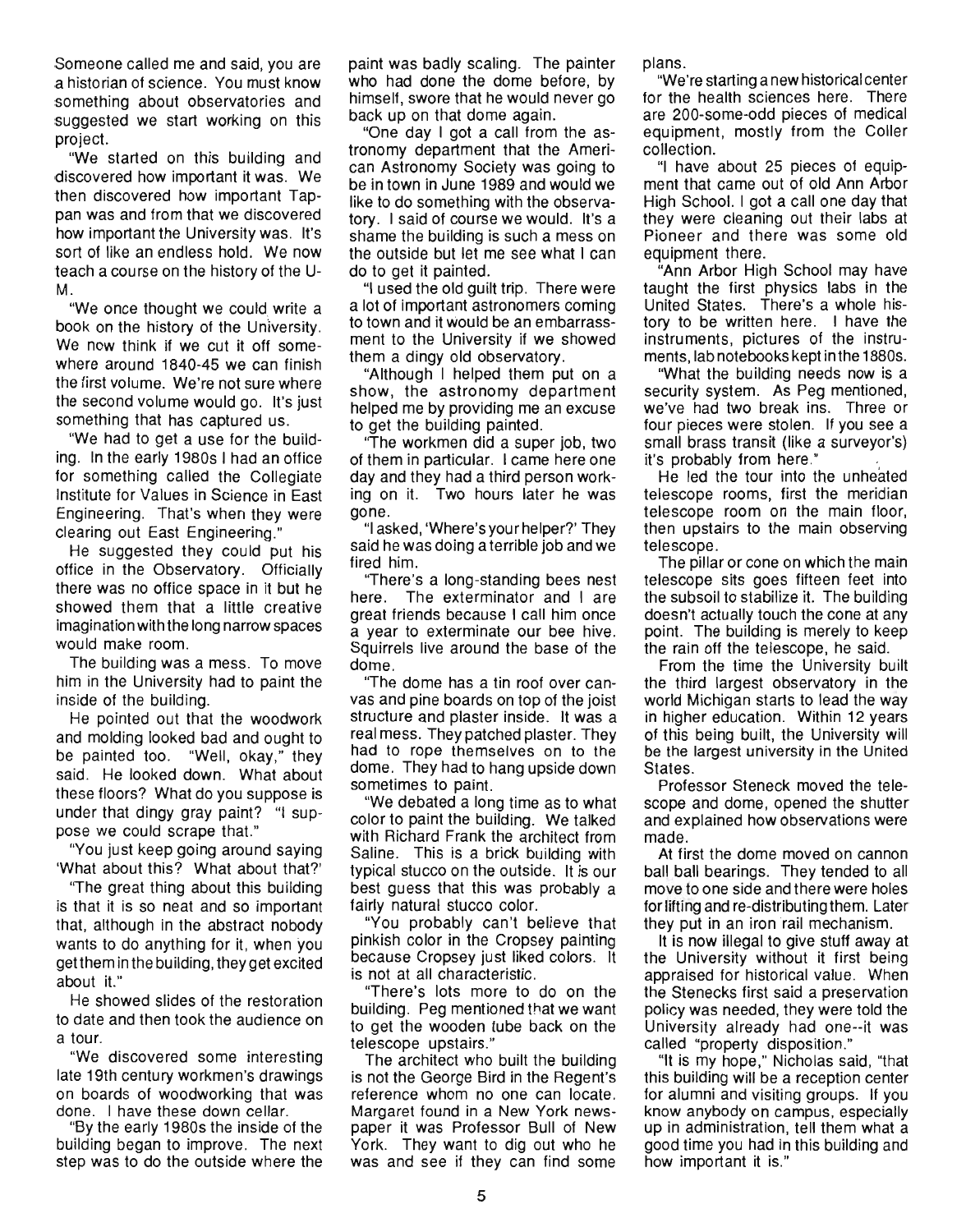Someone called me and said, you are a historian of science. You must know something about observatories and suggested we start working on this project.

"We started on this building and discovered how important it was. We then discovered how important Tappan was and from that we discovered how important the University was. It's sort of like an endless hold. We now teach a course on the history of the U-M.

"We once thought we could write a book on the history of the University. We now think if we cut it off somewhere around 1840-45 we can finish the first volume. We're not sure where the second volume would go. It's just something that has captured us.

"We had to get a use for the building. In the early 1980s I had an office for something called the Collegiate Institute for Values in Science in East Engineering. That's when they were clearing out East Engineering."

He suggested they could put his office in the Observatory. Officially there was no office space in it but he showed them that a little creative imagination with the long narrow spaces would make room.

The building was a mess. To move him in the University had to paint the inside of the building.

He pointed out that the woodwork and molding looked bad and ought to be painted too. "Well, okay," they said. He looked down. What about these floors? What do you suppose is under that dingy gray paint? "I suppose we could scrape that."

"You just keep going around saying 'What about this? What about that?'

"The great thing about this building is that it is so neat and so important that, although in the abstract nobody wants to do anything for it, when you get them in the building, they get excited about it."

He showed slides of the restoration to date and then took the audience on a tour.

"We discovered some interesting late 19th century workmen's drawings on boards of woodworking that was done. I have these down cellar.

"By the early 1980s the inside of the building began to improve. The next step was to do the outside where the paint was badly scaling. The painter who had done the dome before, by himself, swore that he would never go back up on that dome again.

"One day I got a call from the astronomy department that the American Astronomy Society was going to be in town in June 1989 and would we like to do something with the observatory. I said of course we would. It's a shame the building is such a mess on the outside but let me see what I can do to get it painted.

"I used the old guilt trip. There were a lot of important astronomers coming to town and it would be an embarrassment to the University if we showed them a dingy old observatory.

"Although I helped them put on a show, the astronomy department helped me by providing me an excuse to get the building painted.

"The workmen did a super job, two of them in particular. I came here one day and they had a third person working on it. Two hours later he was gone.

"I asked, 'Where's your helper?' They said he was doing a terrible job and we fired him.

"There's a long-standing bees nest here. The exterminator and I are great friends because I call him once a year to exterminate our bee hive. Squirrels live around the base of the dome.

"The dome has a tin roof over canvas and pine boards on top of the joist structure and plaster inside. It was a real mess. They patched plaster. They had to rope themselves on to the dome. They had to hang upside down sometimes to paint.

"We debated a long time as to what color to paint the building. We talked with Richard Frank the architect from Saline. This is a brick building with typical stucco on the outside. It is our best guess that this was probably a fairly natural stucco color.

"You probably can't believe that pinkish color in the Cropsey painting because Cropsey just liked colors. It is not at all characteristic.

"There's lots more to do on the building. Peg mentioned that we want to get the wooden tube back on the telescope upstairs."

The architect who built the building is not the George Bird in the Regent's reference whom no one can locate. Margaret found in a New York newspaper it was Professor Bull of New York. They want to dig out who he was and see if they can find some plans.

"We're starting a new historical center for the health sciences here. There are 200-some-odd pieces of medical equipment, mostly from the Coller collection.

"I have about 25 pieces of equipment that came out of old Ann Arbor High School. I got a call one day that they were cleaning out their labs at Pioneer and there was some old equipment there.

"Ann Arbor High School may have taught the first physics labs in the United States. There's a whole history to be written here. I have the instruments, pictures of the instruments, lab notebooks kept in the 1880s.

"What the building needs now is a security system. As Peg mentioned, we've had two break ins. Three or four pieces were stolen. If you see a small brass transit (like a surveyor's) it's probably from here."

He led the tour into the unheated telescope rooms, first the meridian telescope room on the main floor, then upstairs to the main observing telescope.

The pillar or cone on which the main telescope sits goes fifteen feet into the subsoil to stabilize it. The building doesn't actually touch the cone at any point. The building is merely to keep the rain off the telescope, he said.

From the time the University built the third largest observatory in the world Michigan starts to lead the way in higher education. Within 12 years of this being built, the University will be the largest university in the United States.

Professor Steneck moved the telescope and dome, opened the shutter and explained how observations were made.

At first the dome moved on cannon ball ball bearings. They tended to all move to one side and there were holes for lifting and re-distributing them. Later they put in an iron rail mechanism.

It is now illegal to give stuff away at the University without it first being appraised for historical value. When the Stenecks first said a preservation policy was needed, they were told the University already had one--it was called "property disposition."

"It is my hope," Nicholas said, "that this building will be a reception center for alumni and visiting groups. If you know anybody on campus, especially up in administration, tell them what a good time you had in this building and how important it is."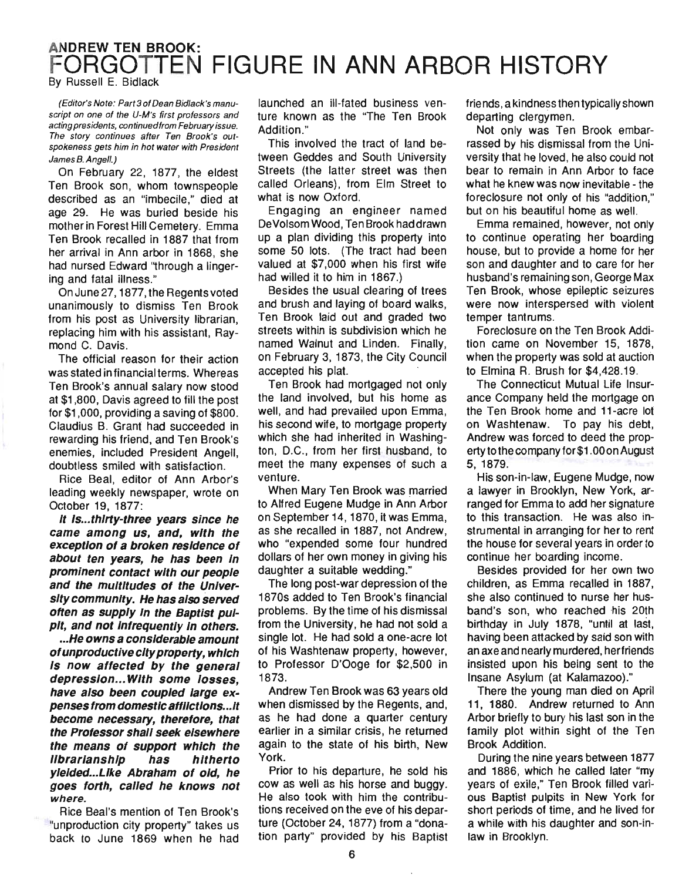# ANDREW TEN BROOK: FORGOTTEN FIGURE IN ANN ARBOR HISTORY

By Russell E. Bidlack

*(Editor's Note: Part 3 of Dean Bidlack's manuscript on one of the U-M's first professors and acting presidents, continued from February issue. The story continues after Ten Brook's outspokeness gets him in hot water with President James B. Angell.)*

On February 22, 1877, the eldest Ten Brook son, whom townspeople described as an "imbecile," died at age 29. He was buried beside his mother in Forest Hill Cemetery. Emma Ten Brook recalled in 1887 that from her arrival in Ann arbor in 1868, she had nursed Edward "through a lingering and fatal illness."

On June 27, 1877, the Regents voted unanimously to dismiss Ten Brook from his post as University librarian, replacing him with his assistant, Raymond C. Davis.

The official reason for their action was stated in financial terms. Whereas Ten Brook's annual salary now stood at $1,800, Davis agreed to fill the post for $1,000, providing a saving of $800. Claudius B. Grant had succeeded in rewarding his friend, and Ten Brook's enemies, included President Angell, doubtless smiled with satisfaction.

Rice Beal, editor of Ann Arbor's leading weekly newspaper, wrote on October 19, 1877:

***It is...thirty-three years since he came among us, and, with the exception of a broken residence of about ten years, he has been in prominent contact with our people and the multitudes of the University community. He has also served often as supply in the Baptist pulpit, and not infrequently in others. ...He owns a considerable amount of unproductive city property, which is now affected by the general depression...With some losses, have also been coupled large expenses from domestic afflictions...It become necessary, therefore, that the Professor shall seek elsewhere the means of support which the librarianship has hitherto yielded...Like Abraham of old, he goes forth, called he knows not where.***

Rice Beal's mention of Ten Brook's "unproduction city property" takes us back to June 1869 when he had launched an ill-fated business venture known as the "The Ten Brook Addition."

This involved the tract of land between Geddes and South University Streets (the latter street was then called Orleans), from Elm Street to what is now Oxford.

Engaging an engineer named DeVolsom Wood, Ten Brook had drawn up a plan dividing this property into some 50 lots. (The tract had been valued at $7,000 when his first wife had willed it to him in 1867.)

Besides the usual clearing of trees and brush and laying of board walks, Ten Brook laid out and graded two streets within is subdivision which he named Walnut and Linden. Finally, on February 3, 1873, the City Council accepted his plat.

Ten Brook had mortgaged not only the land involved, but his home as well, and had prevailed upon Emma, his second wife, to mortgage property which she had inherited in Washington, D.C., from her first husband, to meet the many expenses of such a venture.

When Mary Ten Brook was married to Alfred Eugene Mudge in Ann Arbor on September 14, 1870, it was Emma, as she recalled in 1887, not Andrew, who "expended some four hundred dollars of her own money in giving his daughter a suitable wedding."

The long post-war depression of the 1870s added to Ten Brook's financial problems. By the time of his dismissal from the University, he had not sold a single lot. He had sold a one-acre lot of his Washtenaw property, however, to Professor D'Ooge for $2,500 in 1873.

Andrew Ten Brook was 63 years old when dismissed by the Regents, and, as he had done a quarter century earlier in a similar crisis, he returned again to the state of his birth, New York.

Prior to his departure, he sold his cow as well as his horse and buggy. He also took with him the contributions received on the eve of his departure (October 24, 1877) from a "donation party" provided by his Baptist friends, a kindness then typically shown departing clergymen.

Not only was Ten Brook embarrassed by his dismissal from the University that he loved, he also could not bear to remain in Ann Arbor to face what he knew was now inevitable - the foreclosure not only of his "addition," but on his beautiful home as well.

Emma remained, however, not only to continue operating her boarding house, but to provide a home for her son and daughter and to care for her husband's remaining son, George Max Ten Brook, whose epileptic seizures were now interspersed with violent temper tantrums.

Foreclosure on the Ten Brook Addition came on November 15, 1878, when the property was sold at auction to Elmina R. Brush for $4,428.19.

The Connecticut Mutual Life Insurance Company held the mortgage on the Ten Brook home and 11-acre lot on Washtenaw. To pay his debt, Andrew was forced to deed the property to the company for $1.00 on August 5, 1879.

His son-in-law, Eugene Mudge, now a lawyer in Brooklyn, New York, arranged for Emma to add her signature to this transaction. He was also instrumental in arranging for her to rent the house for several years in order to continue her boarding income.

Besides provided for her own two children, as Emma recalled in 1887, she also continued to nurse her husband's son, who reached his 20th birthday in July 1878, "until at last, having been attacked by said son with an axe and nearly murdered, her friends insisted upon his being sent to the Insane Asylum (at Kalamazoo)."

There the young man died on April 11, 1880. Andrew returned to Ann Arbor briefly to bury his last son in the family plot within sight of the Ten Brook Addition.

During the nine years between 1877 and 1886, which he called later "my years of exile," Ten Brook filled various Baptist pulpits in New York for short periods of time, and he lived for a while with his daughter and son-in-law in Brooklyn.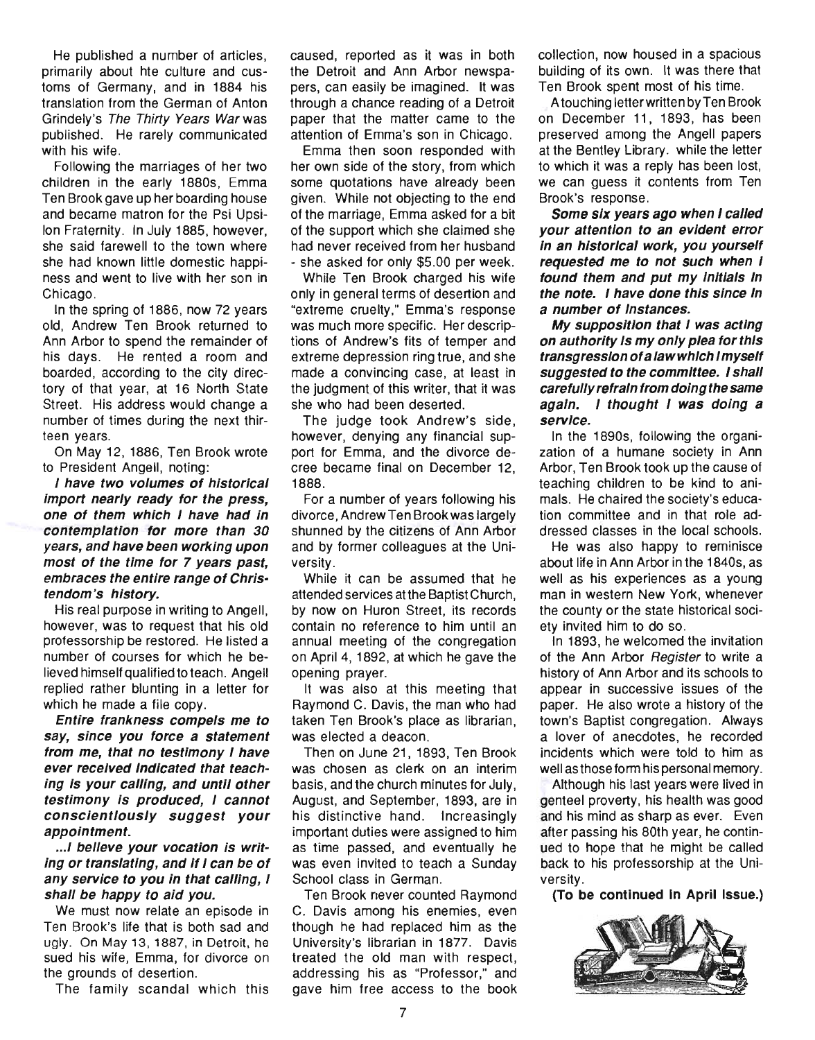He published a number of articles, primarily about hte culture and customs of Germany, and in 1884 his translation from the German of Anton Grindely's *The Thirty Years War* was published. He rarely communicated with his wife.

Following the marriages of her two children in the early 1880s, Emma Ten Brook gave up her boarding house and became matron for the Psi Upsilon Fraternity. In July 1885, however, she said farewell to the town where she had known little domestic happiness and went to live with her son in Chicago.

In the spring of 1886, now 72 years old, Andrew Ten Brook returned to Ann Arbor to spend the remainder of his days. He rented a room and boarded, according to the city directory of that year, at 16 North State Street. His address would change a number of times during the next thirteen years.

On May 12, 1886, Ten Brook wrote to President Angell, noting:

***I have two volumes of historical import nearly ready for the press, one of them which I have had in contemplation for more than 30 years, and have been working upon most of the time for 7 years past, embraces the entire range of Christendom's history.***

His real purpose in writing to Angell, however, was to request that his old professorship be restored. He listed a number of courses for which he believed himself qualified to teach. Angell replied rather blunting in a letter for which he made a file copy.

***Entire frankness compels me to say, since you force a statement from me, that no testimony I have ever received indicated that teaching is your calling, and until other testimony is produced, I cannot conscientiously suggest your appointment.***

***...I believe your vocation is writing or translating, and if I can be of any service to you in that calling, I shall be happy to aid you.***

We must now relate an episode in Ten Brook's life that is both sad and ugly. On May 13, 1887, in Detroit, he sued his wife, Emma, for divorce on the grounds of desertion.

The family scandal which this caused, reported as it was in both the Detroit and Ann Arbor newspapers, can easily be imagined. It was through a chance reading of a Detroit paper that the matter came to the attention of Emma's son in Chicago.

Emma then soon responded with her own side of the story, from which some quotations have already been given. While not objecting to the end of the marriage, Emma asked for a bit of the support which she claimed she had never received from her husband - she asked for only $5.00 per week.

While Ten Brook charged his wife only in general terms of desertion and "extreme cruelty," Emma's response was much more specific. Her descriptions of Andrew's fits of temper and extreme depression ring true, and she made a convincing case, at least in the judgment of this writer, that it was she who had been deserted.

The judge took Andrew's side, however, denying any financial support for Emma, and the divorce decree became final on December 12, 1888.

For a number of years following his divorce, Andrew Ten Brook was largely shunned by the citizens of Ann Arbor and by former colleagues at the University.

While it can be assumed that he attended services at the Baptist Church, by now on Huron Street, its records contain no reference to him until an annual meeting of the congregation on April 4, 1892, at which he gave the opening prayer.

It was also at this meeting that Raymond C. Davis, the man who had taken Ten Brook's place as librarian, was elected a deacon.

Then on June 21, 1893, Ten Brook was chosen as clerk on an interim basis, and the church minutes for July, August, and September, 1893, are in his distinctive hand. Increasingly important duties were assigned to him as time passed, and eventually he was even invited to teach a Sunday School class in German.

Ten Brook never counted Raymond C. Davis among his enemies, even though he had replaced him as the University's librarian in 1877. Davis treated the old man with respect, addressing his as "Professor," and gave him free access to the book collection, now housed in a spacious building of its own. It was there that Ten Brook spent most of his time.

A touching letter written by Ten Brook on December 11, 1893, has been preserved among the Angell papers at the Bentley Library. while the letter to which it was a reply has been lost, we can guess it contents from Ten Brook's response.

***Some six years ago when I called your attention to an evident error in an historical work, you yourself requested me to not such when I found them and put my initials in the note. I have done this since in a number of instances.***

***My supposition that I was acting on authority is my only plea for this transgression of a law which I myself suggested to the committee. I shall carefully refrain from doing the same again. I thought I was doing a service.***

In the 1890s, following the organization of a humane society in Ann Arbor, Ten Brook took up the cause of teaching children to be kind to animals. He chaired the society's education committee and in that role addressed classes in the local schools.

He was also happy to reminisce about life in Ann Arbor in the 1840s, as well as his experiences as a young man in western New York, whenever the county or the state historical society invited him to do so.

In 1893, he welcomed the invitation of the Ann Arbor *Register* to write a history of Ann Arbor and its schools to appear in successive issues of the paper. He also wrote a history of the town's Baptist congregation. Always a lover of anecdotes, he recorded incidents which were told to him as well as those form his personal memory.

Although his last years were lived in genteel proverty, his health was good and his mind as sharp as ever. Even after passing his 80th year, he continued to hope that he might be called back to his professorship at the University.

**(To be continued in April Issue.)**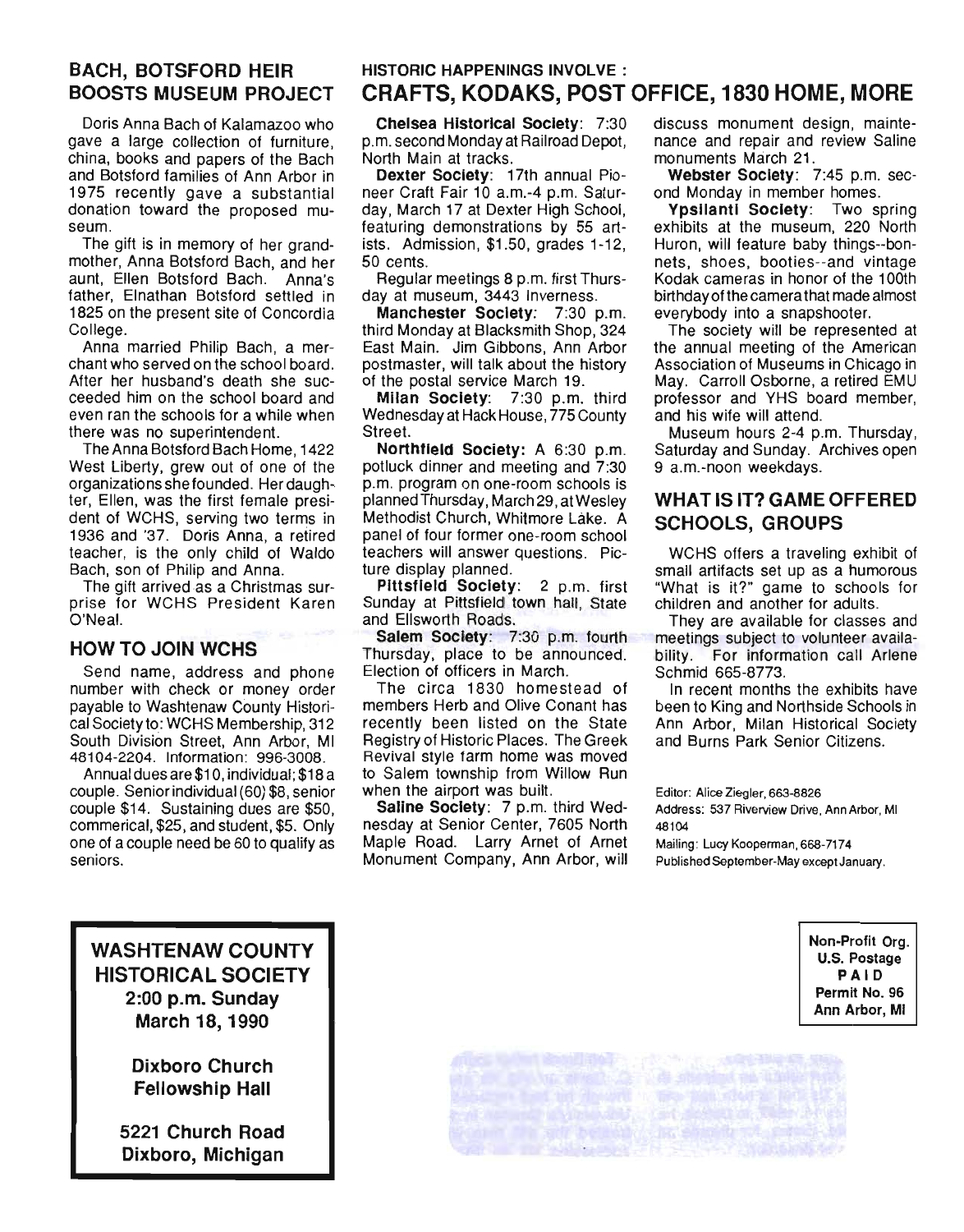## BACH, BOTSFORD HEIR BOOSTS MUSEUM PROJECT

Doris Anna Bach of Kalamazoo who gave a large collection of furniture, china, books and papers of the Bach and Botsford families of Ann Arbor in 1975 recently gave a substantial donation toward the proposed museum.

The gift is in memory of her grandmother, Anna Botsford Bach, and her aunt, Ellen Botsford Bach. Anna's father, Elnathan Botsford settled in 1825 on the present site of Concordia College.

Anna married Philip Bach, a merchant who served on the school board. After her husband's death she succeeded him on the school board and even ran the schools for a while when there was no superintendent.

The Anna Botsford Bach Home, 1422 West Liberty, grew out of one of the organizations she founded. Her daughter, Ellen, was the first female president of WCHS, serving two terms in 1936 and '37. Doris Anna, a retired teacher, is the only child of Waldo Bach, son of Philip and Anna.

The gift arrived as a Christmas surprise for WCHS President Karen O'Neal.

## HOW TO JOIN WCHS

Send name, address and phone number with check or money order payable to Washtenaw County Historical Society to: WCHS Membership, 312 South Division Street, Ann Arbor, MI 48104-2204. Information: 996-3008.

Annual dues are $10, individual; $18 a couple. Senior individual (60) $8, senior couple $14. Sustaining dues are $50, commerical, $25, and student, $5. Only one of a couple need be 60 to qualify as seniors.

## HISTORIC HAPPENINGS INVOLVE : CRAFTS, KODAKS, POST OFFICE, 1830 HOME, MORE

**Chelsea Historical Society**: 7:30 p.m. second Monday at Railroad Depot, North Main at tracks.

**Dexter Society**: 17th annual Pioneer Craft Fair 10 a.m.-4 p.m. Saturday, March 17 at Dexter High School, featuring demonstrations by 55 artists. Admission, $1.50, grades 1-12, 50 cents.

Regular meetings 8 p.m. first Thursday at museum, 3443 Inverness.

**Manchester Society**: 7:30 p.m. third Monday at Blacksmith Shop, 324 East Main. Jim Gibbons, Ann Arbor postmaster, will talk about the history of the postal service March 19.

**Milan Society**: 7:30 p.m. third Wednesday at Hack House, 775 County Street.

**Northfield Society:** A 6:30 p.m. potluck dinner and meeting and 7:30 p.m. program on one-room schools is planned Thursday, March 29, at Wesley Methodist Church, Whitmore Lake. A panel of four former one-room school teachers will answer questions. Picture display planned.

**Pittsfield Society**: 2 p.m. first Sunday at Pittsfield town hall, State and Ellsworth Roads.

**Salem Society**: 7:30 p.m. fourth Thursday, place to be announced. Election of officers in March.

The circa 1830 homestead of members Herb and Olive Conant has recently been listed on the State Registry of Historic Places. The Greek Revival style farm home was moved to Salem township from Willow Run when the airport was built.

**Saline Society**: 7 p.m. third Wednesday at Senior Center, 7605 North Maple Road. Larry Arnet of Arnet Monument Company, Ann Arbor, will discuss monument design, maintenance and repair and review Saline monuments March 21.

**Webster Society**: 7:45 p.m. second Monday in member homes.

**Ypsilanti Society**: Two spring exhibits at the museum, 220 North Huron, will feature baby things--bonnets, shoes, booties--and vintage Kodak cameras in honor of the 100th birthday of the camera that made almost everybody into a snapshooter.

The society will be represented at the annual meeting of the American Association of Museums in Chicago in May. Carroll Osborne, a retired EMU professor and YHS board member, and his wife will attend.

Museum hours 2-4 p.m. Thursday, Saturday and Sunday. Archives open 9 a.m.-noon weekdays.

## WHAT IS IT? GAME OFFERED SCHOOLS, GROUPS

WCHS offers a traveling exhibit of small artifacts set up as a humorous "What is it?" game to schools for children and another for adults.

They are available for classes and meetings subject to volunteer availability. For information call Arlene Schmid 665-8773.

In recent months the exhibits have been to King and Northside Schools in Ann Arbor, Milan Historical Society and Burns Park Senior Citizens.

Editor: Alice Ziegler, 663-8826
Address: 537 Riverview Drive, Ann Arbor, MI 48104
Mailing: Lucy Kooperman, 668-7174
Published September-May except January.

**WASHTENAW COUNTY HISTORICAL SOCIETY**
**2:00 p.m. Sunday**
**March 18, 1990**

**Dixboro Church Fellowship Hall**

**5221 Church Road**
**Dixboro, Michigan**

Non-Profit Org.
U.S. Postage
PAID
Permit No. 96
Ann Arbor, MI